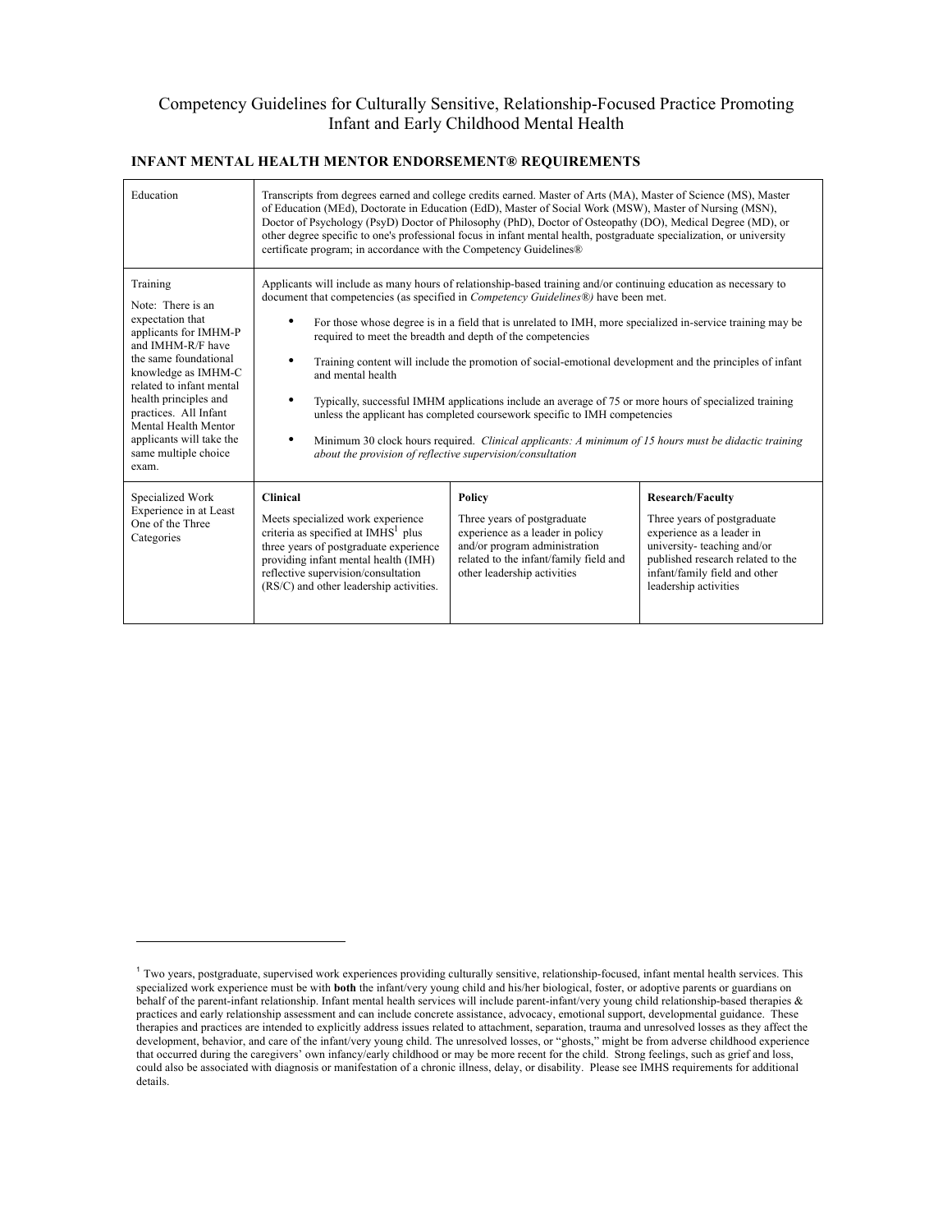# Competency Guidelines for Culturally Sensitive, Relationship-Focused Practice Promoting Infant and Early Childhood Mental Health

## INFANT MENTAL HEALTH MENTOR ENDORSEMENT® REQUIREMENTS

| | | | |
|---|---|---|---|
| Education | Transcripts from degrees earned and college credits earned. Master of Arts (MA), Master of Science (MS), Master of Education (MEd), Doctorate in Education (EdD), Master of Social Work (MSW), Master of Nursing (MSN), Doctor of Psychology (PsyD) Doctor of Philosophy (PhD), Doctor of Osteopathy (DO), Medical Degree (MD), or other degree specific to one's professional focus in infant mental health, postgraduate specialization, or university certificate program; in accordance with the Competency Guidelines® | | |
| Training<br><br>Note: There is an expectation that applicants for IMHM-P and IMHM-R/F have the same foundational knowledge as IMHM-C related to infant mental health principles and practices. All Infant Mental Health Mentor applicants will take the same multiple choice exam. | Applicants will include as many hours of relationship-based training and/or continuing education as necessary to document that competencies (as specified in *Competency Guidelines®)* have been met.<br><br>• For those whose degree is in a field that is unrelated to IMH, more specialized in-service training may be required to meet the breadth and depth of the competencies<br><br>• Training content will include the promotion of social-emotional development and the principles of infant and mental health<br><br>• Typically, successful IMHM applications include an average of 75 or more hours of specialized training unless the applicant has completed coursework specific to IMH competencies<br><br>• Minimum 30 clock hours required. *Clinical applicants: A minimum of 15 hours must be didactic training about the provision of reflective supervision/consultation* | | |
| Specialized Work Experience in at Least One of the Three Categories | **Clinical**<br><br>Meets specialized work experience criteria as specified at IMHS[1] plus three years of postgraduate experience providing infant mental health (IMH) reflective supervision/consultation (RS/C) and other leadership activities. | **Policy**<br><br>Three years of postgraduate experience as a leader in policy and/or program administration related to the infant/family field and other leadership activities | **Research/Faculty**<br><br>Three years of postgraduate experience as a leader in university- teaching and/or published research related to the infant/family field and other leadership activities |

[1] Two years, postgraduate, supervised work experiences providing culturally sensitive, relationship-focused, infant mental health services. This specialized work experience must be with **both** the infant/very young child and his/her biological, foster, or adoptive parents or guardians on behalf of the parent-infant relationship. Infant mental health services will include parent-infant/very young child relationship-based therapies & practices and early relationship assessment and can include concrete assistance, advocacy, emotional support, developmental guidance. These therapies and practices are intended to explicitly address issues related to attachment, separation, trauma and unresolved losses as they affect the development, behavior, and care of the infant/very young child. The unresolved losses, or "ghosts," might be from adverse childhood experience that occurred during the caregivers' own infancy/early childhood or may be more recent for the child. Strong feelings, such as grief and loss, could also be associated with diagnosis or manifestation of a chronic illness, delay, or disability. Please see IMHS requirements for additional details.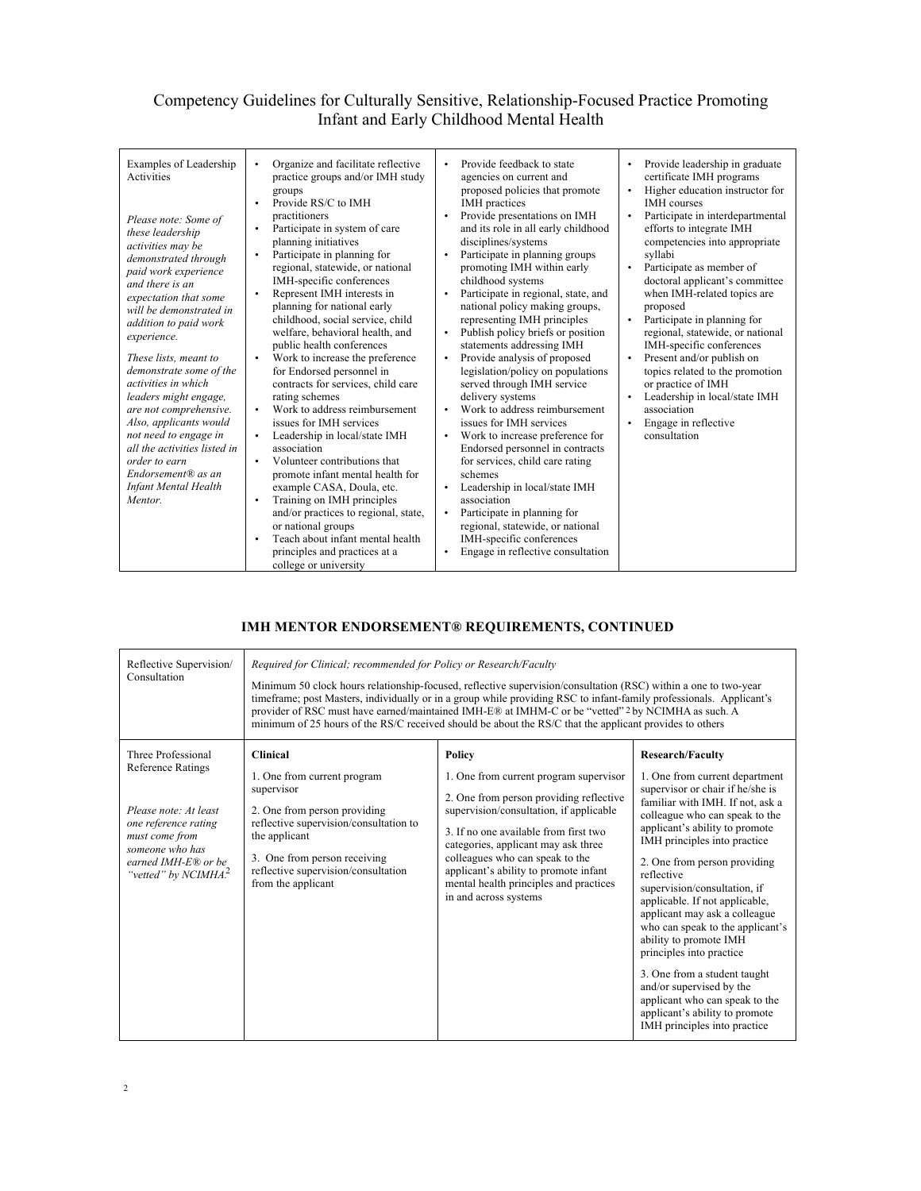# Competency Guidelines for Culturally Sensitive, Relationship-Focused Practice Promoting Infant and Early Childhood Mental Health

| Examples of Leadership Activities<br><br>*Please note: Some of these leadership activities may be demonstrated through paid work experience and there is an expectation that some will be demonstrated in addition to paid work experience.*<br><br>*These lists, meant to demonstrate some of the activities in which leaders might engage, are not comprehensive. Also, applicants would not need to engage in all the activities listed in order to earn Endorsement® as an Infant Mental Health Mentor.* | • Organize and facilitate reflective practice groups and/or IMH study groups<br>• Provide RS/C to IMH practitioners<br>• Participate in system of care planning initiatives<br>• Participate in planning for regional, statewide, or national IMH-specific conferences<br>• Represent IMH interests in planning for national early childhood, social service, child welfare, behavioral health, and public health conferences<br>• Work to increase the preference for Endorsed personnel in contracts for services, child care rating schemes<br>• Work to address reimbursement issues for IMH services<br>• Leadership in local/state IMH association<br>• Volunteer contributions that promote infant mental health for example CASA, Doula, etc.<br>• Training on IMH principles and/or practices to regional, state, or national groups<br>• Teach about infant mental health principles and practices at a college or university | • Provide feedback to state agencies on current and proposed policies that promote IMH practices<br>• Provide presentations on IMH and its role in all early childhood disciplines/systems<br>• Participate in planning groups promoting IMH within early childhood systems<br>• Participate in regional, state, and national policy making groups, representing IMH principles<br>• Publish policy briefs or position statements addressing IMH<br>• Provide analysis of proposed legislation/policy on populations served through IMH service delivery systems<br>• Work to address reimbursement issues for IMH services<br>• Work to increase preference for Endorsed personnel in contracts for services, child care rating schemes<br>• Leadership in local/state IMH association<br>• Participate in planning for regional, statewide, or national IMH-specific conferences<br>• Engage in reflective consultation | • Provide leadership in graduate certificate IMH programs<br>• Higher education instructor for IMH courses<br>• Participate in interdepartmental efforts to integrate IMH competencies into appropriate syllabi<br>• Participate as member of doctoral applicant's committee when IMH-related topics are proposed<br>• Participate in planning for regional, statewide, or national IMH-specific conferences<br>• Present and/or publish on topics related to the promotion or practice of IMH<br>• Leadership in local/state IMH association<br>• Engage in reflective consultation |
|---|---|---|---|

## IMH MENTOR ENDORSEMENT® REQUIREMENTS, CONTINUED

| Reflective Supervision/ Consultation | *Required for Clinical; recommended for Policy or Research/Faculty*<br><br>Minimum 50 clock hours relationship-focused, reflective supervision/consultation (RSC) within a one to two-year timeframe; post Masters, individually or in a group while providing RSC to infant-family professionals. Applicant's provider of RSC must have earned/maintained IMH-E® at IMHM-C or be "vetted" [2] by NCIMHA as such. A minimum of 25 hours of the RS/C received should be about the RS/C that the applicant provides to others | | |
|---|---|---|---|
| Three Professional Reference Ratings<br><br>*Please note: At least one reference rating must come from someone who has earned IMH-E® or be "vetted" by NCIMHA.*[2] | **Clinical**<br><br>1. One from current program supervisor<br><br>2. One from person providing reflective supervision/consultation to the applicant<br><br>3. One from person receiving reflective supervision/consultation from the applicant | **Policy**<br><br>1. One from current program supervisor<br><br>2. One from person providing reflective supervision/consultation, if applicable<br><br>3. If no one available from first two categories, applicant may ask three colleagues who can speak to the applicant's ability to promote infant mental health principles and practices in and across systems | **Research/Faculty**<br><br>1. One from current department supervisor or chair if he/she is familiar with IMH. If not, ask a colleague who can speak to the applicant's ability to promote IMH principles into practice<br><br>2. One from person providing reflective supervision/consultation, if applicable. If not applicable, applicant may ask a colleague who can speak to the applicant's ability to promote IMH principles into practice<br><br>3. One from a student taught and/or supervised by the applicant who can speak to the applicant's ability to promote IMH principles into practice |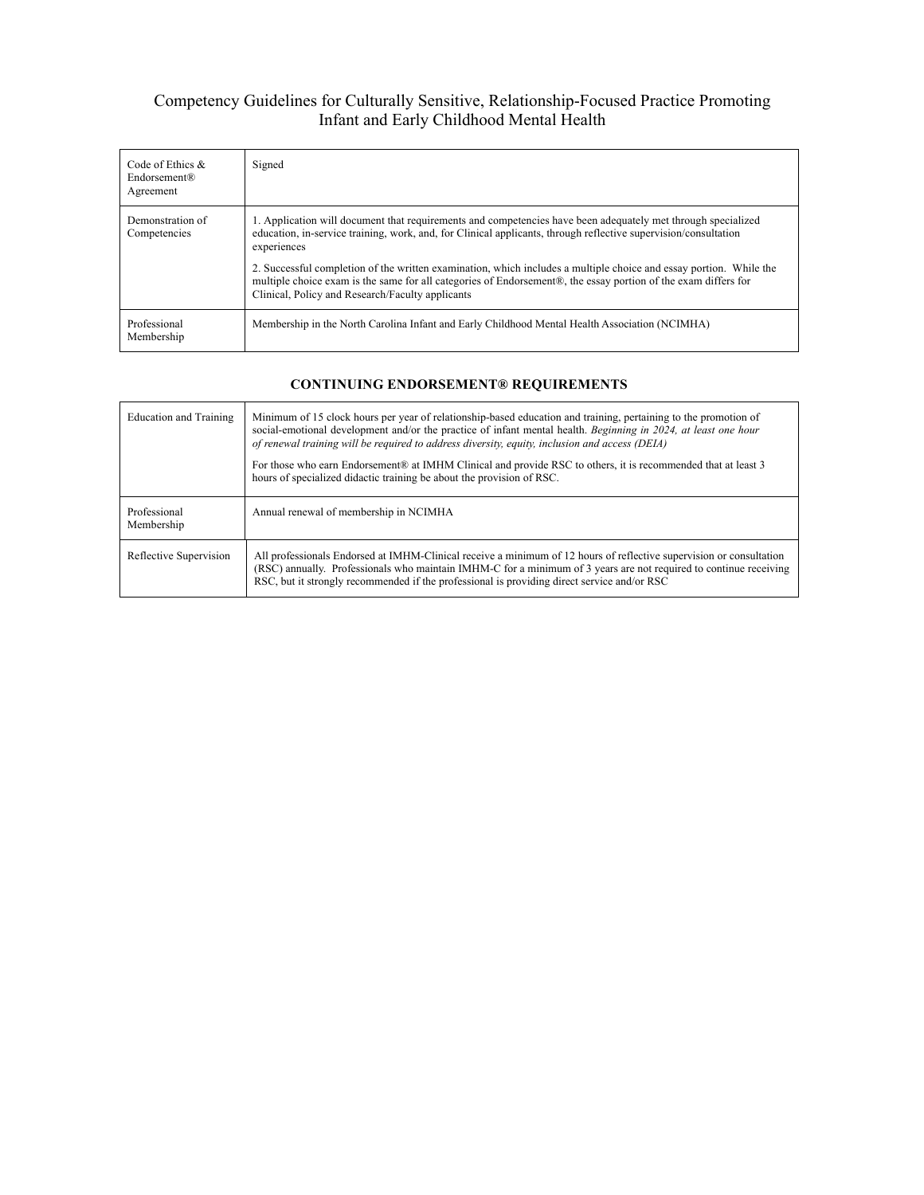# Competency Guidelines for Culturally Sensitive, Relationship-Focused Practice Promoting Infant and Early Childhood Mental Health

| | |
|---|---|
| Code of Ethics & Endorsement® Agreement | Signed |
| Demonstration of Competencies | 1. Application will document that requirements and competencies have been adequately met through specialized education, in-service training, work, and, for Clinical applicants, through reflective supervision/consultation experiences<br><br>2. Successful completion of the written examination, which includes a multiple choice and essay portion. While the multiple choice exam is the same for all categories of Endorsement®, the essay portion of the exam differs for Clinical, Policy and Research/Faculty applicants |
| Professional Membership | Membership in the North Carolina Infant and Early Childhood Mental Health Association (NCIMHA) |

## CONTINUING ENDORSEMENT® REQUIREMENTS

| | |
|---|---|
| Education and Training | Minimum of 15 clock hours per year of relationship-based education and training, pertaining to the promotion of social-emotional development and/or the practice of infant mental health. *Beginning in 2024, at least one hour of renewal training will be required to address diversity, equity, inclusion and access (DEIA)*<br><br>For those who earn Endorsement® at IMHM Clinical and provide RSC to others, it is recommended that at least 3 hours of specialized didactic training be about the provision of RSC. |
| Professional Membership | Annual renewal of membership in NCIMHA |
| Reflective Supervision | All professionals Endorsed at IMHM-Clinical receive a minimum of 12 hours of reflective supervision or consultation (RSC) annually. Professionals who maintain IMHM-C for a minimum of 3 years are not required to continue receiving RSC, but it strongly recommended if the professional is providing direct service and/or RSC |